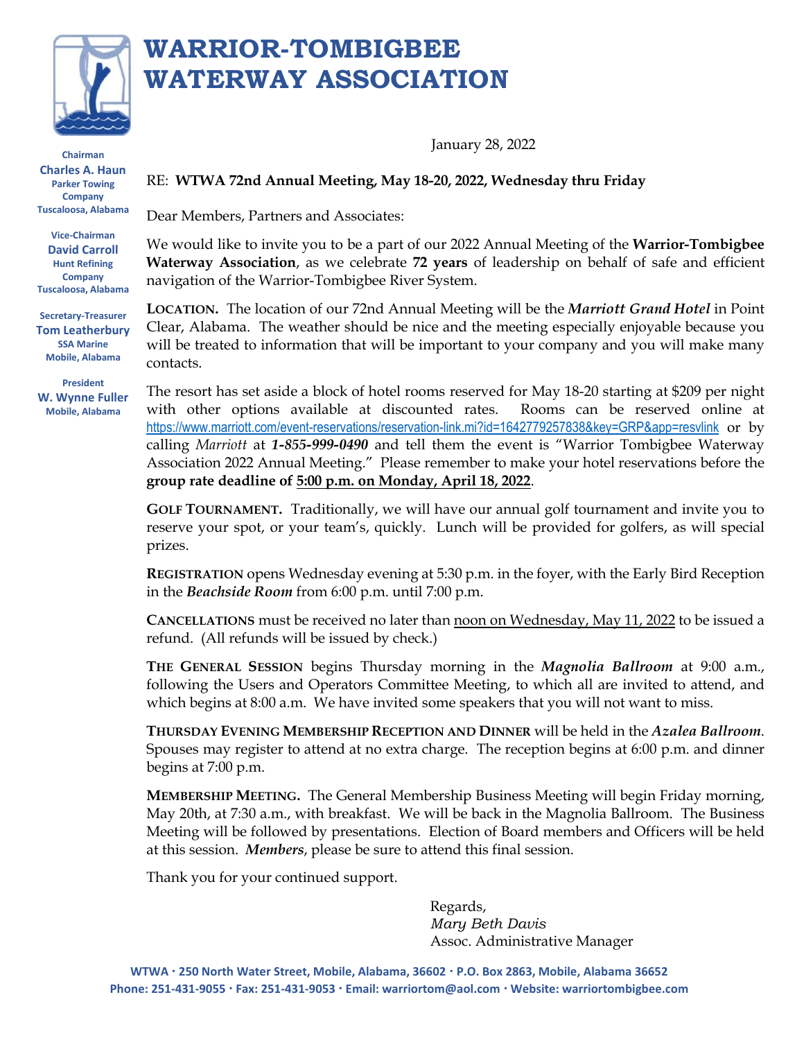# WARRIOR-TOMBIGBEE WATERWAY ASSOCIATION

**Chairman**
**Charles A. Haun**
Parker Towing Company
Tuscaloosa, Alabama

**Vice-Chairman**
**David Carroll**
Hunt Refining Company
Tuscaloosa, Alabama

**Secretary-Treasurer**
**Tom Leatherbury**
SSA Marine
Mobile, Alabama

**President**
**W. Wynne Fuller**
Mobile, Alabama

January 28, 2022

RE: **WTWA 72nd Annual Meeting, May 18-20, 2022, Wednesday thru Friday**

Dear Members, Partners and Associates:

We would like to invite you to be a part of our 2022 Annual Meeting of the **Warrior-Tombigbee Waterway Association**, as we celebrate **72 years** of leadership on behalf of safe and efficient navigation of the Warrior-Tombigbee River System.

**LOCATION.** The location of our 72nd Annual Meeting will be the ***Marriott Grand Hotel*** in Point Clear, Alabama. The weather should be nice and the meeting especially enjoyable because you will be treated to information that will be important to your company and you will make many contacts.

The resort has set aside a block of hotel rooms reserved for May 18-20 starting at $209 per night with other options available at discounted rates. Rooms can be reserved online at https://www.marriott.com/event-reservations/reservation-link.mi?id=1642779257838&key=GRP&app=resvlink or by calling *Marriott* at ***1-855-999-0490*** and tell them the event is "Warrior Tombigbee Waterway Association 2022 Annual Meeting." Please remember to make your hotel reservations before the **group rate deadline of 5:00 p.m. on Monday, April 18, 2022**.

**GOLF TOURNAMENT.** Traditionally, we will have our annual golf tournament and invite you to reserve your spot, or your team's, quickly. Lunch will be provided for golfers, as will special prizes.

**REGISTRATION** opens Wednesday evening at 5:30 p.m. in the foyer, with the Early Bird Reception in the ***Beachside Room*** from 6:00 p.m. until 7:00 p.m.

**CANCELLATIONS** must be received no later than noon on Wednesday, May 11, 2022 to be issued a refund. (All refunds will be issued by check.)

**THE GENERAL SESSION** begins Thursday morning in the ***Magnolia Ballroom*** at 9:00 a.m., following the Users and Operators Committee Meeting, to which all are invited to attend, and which begins at 8:00 a.m. We have invited some speakers that you will not want to miss.

**THURSDAY EVENING MEMBERSHIP RECEPTION AND DINNER** will be held in the ***Azalea Ballroom***. Spouses may register to attend at no extra charge. The reception begins at 6:00 p.m. and dinner begins at 7:00 p.m.

**MEMBERSHIP MEETING.** The General Membership Business Meeting will begin Friday morning, May 20th, at 7:30 a.m., with breakfast. We will be back in the Magnolia Ballroom. The Business Meeting will be followed by presentations. Election of Board members and Officers will be held at this session. ***Members***, please be sure to attend this final session.

Thank you for your continued support.

Regards,
*Mary Beth Davis*
Assoc. Administrative Manager

WTWA · 250 North Water Street, Mobile, Alabama, 36602 · P.O. Box 2863, Mobile, Alabama 36652
Phone: 251-431-9055 · Fax: 251-431-9053 · Email: warriortom@aol.com · Website: warriortombigbee.com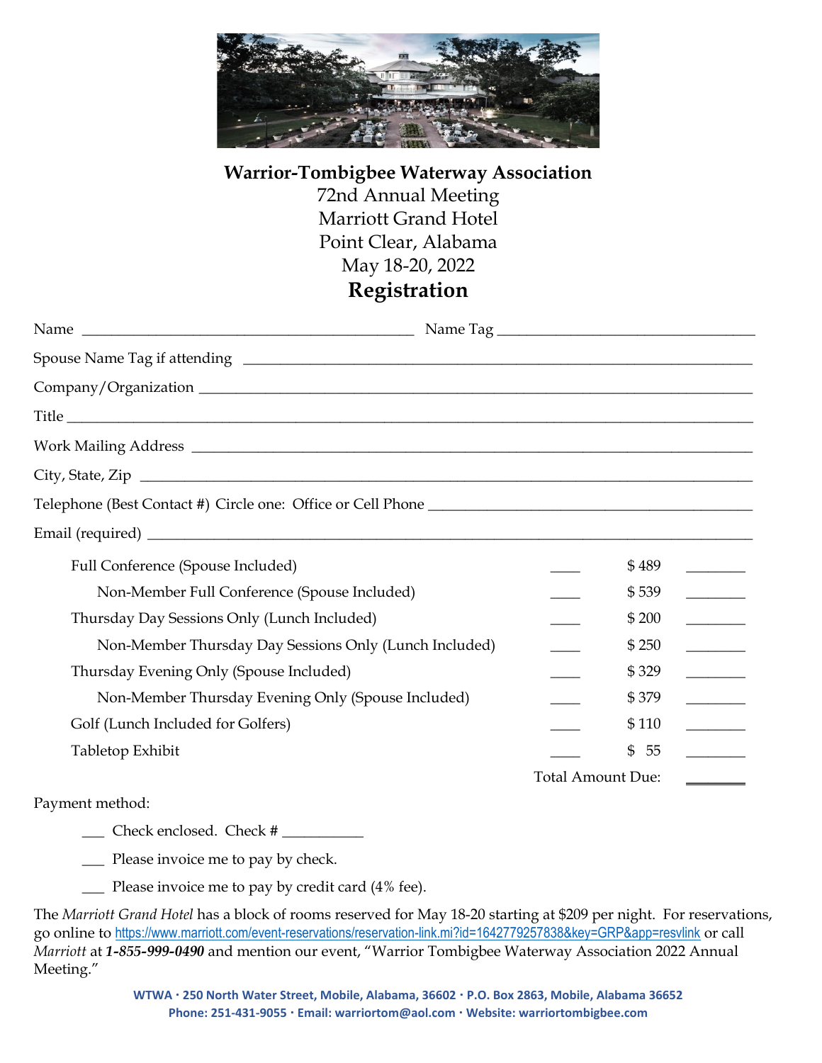**Warrior-Tombigbee Waterway Association**

72nd Annual Meeting

Marriott Grand Hotel

Point Clear, Alabama

May 18-20, 2022

# Registration

Name ____________________________ Name Tag ____________________________

Spouse Name Tag if attending ____________________________

Company/Organization ____________________________

Title ____________________________

Work Mailing Address ____________________________

City, State, Zip ____________________________

Telephone (Best Contact #) Circle one: Office or Cell Phone ____________________________

Email (required) ____________________________

| | | | |
|---|---|---|---|
| Full Conference (Spouse Included) | ____ | $ 489 | ________ |
| Non-Member Full Conference (Spouse Included) | ____ | $ 539 | ________ |
| Thursday Day Sessions Only (Lunch Included) | ____ | $ 200 | ________ |
| Non-Member Thursday Day Sessions Only (Lunch Included) | ____ | $ 250 | ________ |
| Thursday Evening Only (Spouse Included) | ____ | $ 329 | ________ |
| Non-Member Thursday Evening Only (Spouse Included) | ____ | $ 379 | ________ |
| Golf (Lunch Included for Golfers) | ____ | $ 110 | ________ |
| Tabletop Exhibit | ____ | $ 55 | ________ |
| | | Total Amount Due: | ________ |

Payment method:

___ Check enclosed. Check # __________

___ Please invoice me to pay by check.

___ Please invoice me to pay by credit card (4% fee).

The *Marriott Grand Hotel* has a block of rooms reserved for May 18-20 starting at $209 per night. For reservations, go online to https://www.marriott.com/event-reservations/reservation-link.mi?id=1642779257838&key=GRP&app=resvlink or call *Marriott* at ***1-855-999-0490*** and mention our event, "Warrior Tombigbee Waterway Association 2022 Annual Meeting."

**WTWA · 250 North Water Street, Mobile, Alabama, 36602 · P.O. Box 2863, Mobile, Alabama 36652**
**Phone: 251-431-9055 · Email: warriortom@aol.com · Website: warriortombigbee.com**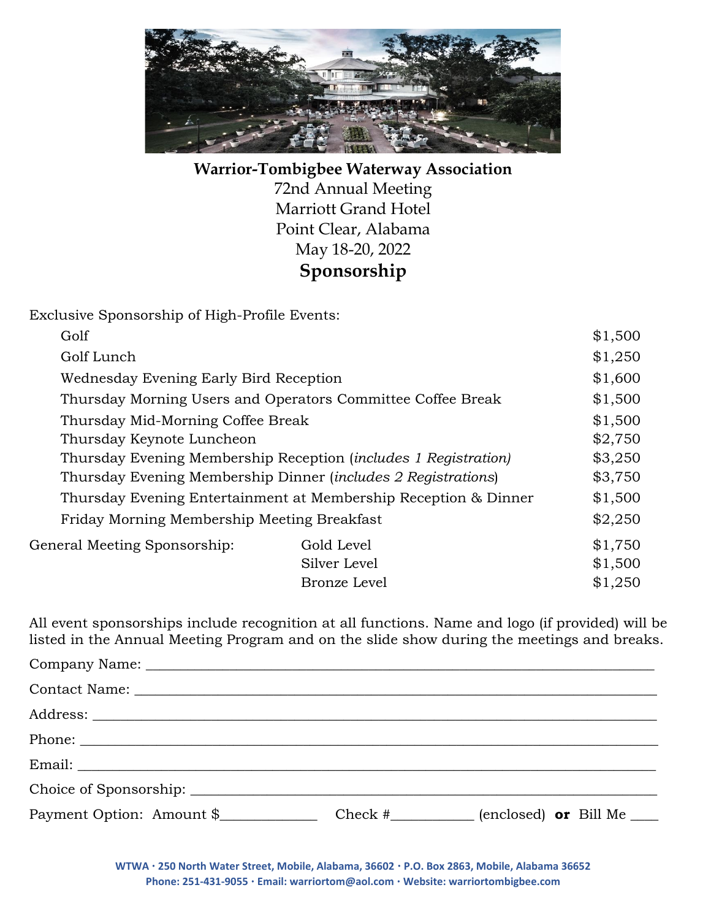**Warrior-Tombigbee Waterway Association**

72nd Annual Meeting

Marriott Grand Hotel

Point Clear, Alabama

May 18-20, 2022

# Sponsorship

Exclusive Sponsorship of High-Profile Events:

| | |
|---|---|
| Golf | $1,500 |
| Golf Lunch | $1,250 |
| Wednesday Evening Early Bird Reception | $1,600 |
| Thursday Morning Users and Operators Committee Coffee Break | $1,500 |
| Thursday Mid-Morning Coffee Break | $1,500 |
| Thursday Keynote Luncheon | $2,750 |
| Thursday Evening Membership Reception (*includes 1 Registration)* | $3,250 |
| Thursday Evening Membership Dinner (*includes 2 Registrations*) | $3,750 |
| Thursday Evening Entertainment at Membership Reception & Dinner | $1,500 |
| Friday Morning Membership Meeting Breakfast | $2,250 |

| | | |
|---|---|---|
| General Meeting Sponsorship: | Gold Level | $1,750 |
| | Silver Level | $1,500 |
| | Bronze Level | $1,250 |

All event sponsorships include recognition at all functions. Name and logo (if provided) will be listed in the Annual Meeting Program and on the slide show during the meetings and breaks.

Company Name: ______________________________________________________________

Contact Name: ______________________________________________________________

Address: ___________________________________________________________________

Phone: _____________________________________________________________________

Email: ______________________________________________________________________

Choice of Sponsorship: _______________________________________________________

Payment Option: Amount $____________ Check #__________ (enclosed) **or** Bill Me ___

**WTWA · 250 North Water Street, Mobile, Alabama, 36602 · P.O. Box 2863, Mobile, Alabama 36652**
**Phone: 251-431-9055 · Email: warriortom@aol.com · Website: warriortombigbee.com**